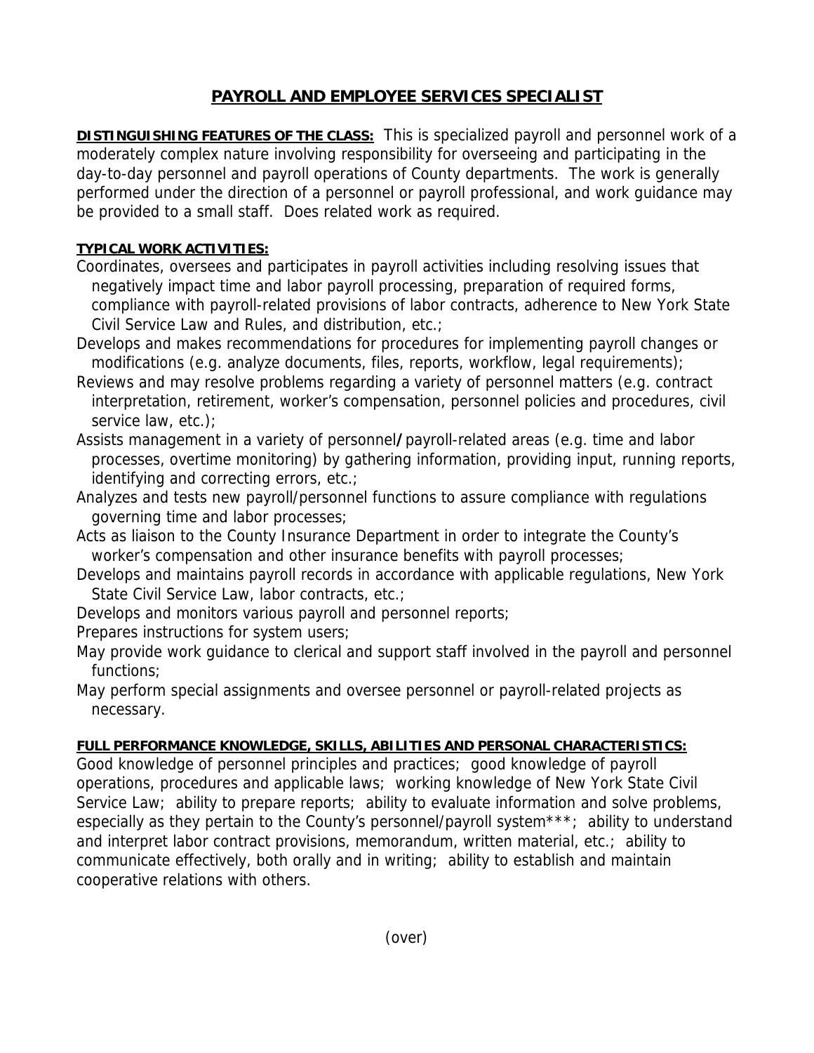# PAYROLL AND EMPLOYEE SERVICES SPECIALIST

**DISTINGUISHING FEATURES OF THE CLASS:** This is specialized payroll and personnel work of a moderately complex nature involving responsibility for overseeing and participating in the day-to-day personnel and payroll operations of County departments. The work is generally performed under the direction of a personnel or payroll professional, and work guidance may be provided to a small staff. Does related work as required.

**TYPICAL WORK ACTIVITIES:**

Coordinates, oversees and participates in payroll activities including resolving issues that negatively impact time and labor payroll processing, preparation of required forms, compliance with payroll-related provisions of labor contracts, adherence to New York State Civil Service Law and Rules, and distribution, etc.;

Develops and makes recommendations for procedures for implementing payroll changes or modifications (e.g. analyze documents, files, reports, workflow, legal requirements);

Reviews and may resolve problems regarding a variety of personnel matters (e.g. contract interpretation, retirement, worker's compensation, personnel policies and procedures, civil service law, etc.);

Assists management in a variety of personnel/payroll-related areas (e.g. time and labor processes, overtime monitoring) by gathering information, providing input, running reports, identifying and correcting errors, etc.;

Analyzes and tests new payroll/personnel functions to assure compliance with regulations governing time and labor processes;

Acts as liaison to the County Insurance Department in order to integrate the County's worker's compensation and other insurance benefits with payroll processes;

Develops and maintains payroll records in accordance with applicable regulations, New York State Civil Service Law, labor contracts, etc.;

Develops and monitors various payroll and personnel reports;

Prepares instructions for system users;

May provide work guidance to clerical and support staff involved in the payroll and personnel functions;

May perform special assignments and oversee personnel or payroll-related projects as necessary.

**FULL PERFORMANCE KNOWLEDGE, SKILLS, ABILITIES AND PERSONAL CHARACTERISTICS:**

Good knowledge of personnel principles and practices; good knowledge of payroll operations, procedures and applicable laws; working knowledge of New York State Civil Service Law; ability to prepare reports; ability to evaluate information and solve problems, especially as they pertain to the County's personnel/payroll system***; ability to understand and interpret labor contract provisions, memorandum, written material, etc.; ability to communicate effectively, both orally and in writing; ability to establish and maintain cooperative relations with others.

(over)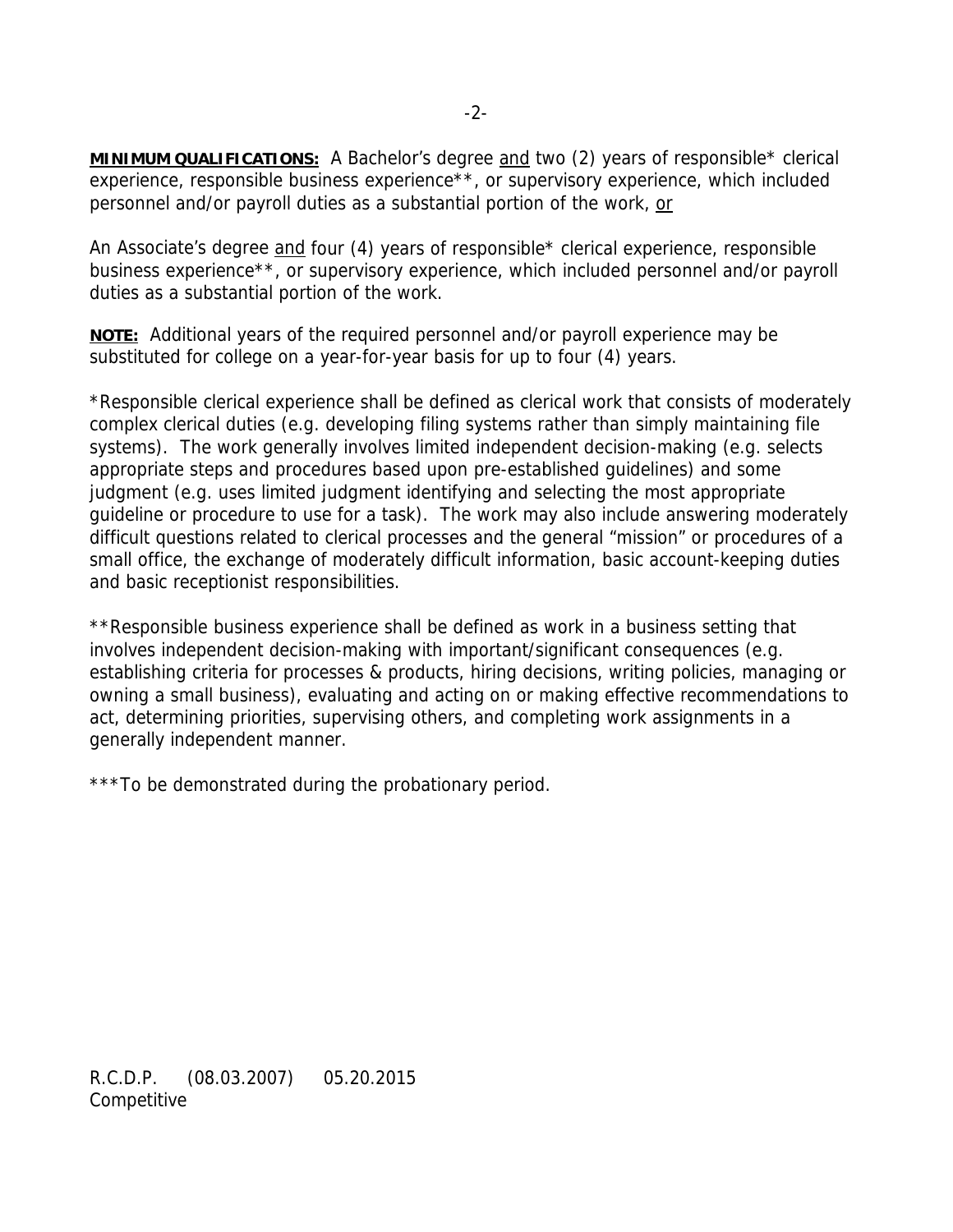**MINIMUM QUALIFICATIONS:** A Bachelor's degree and two (2) years of responsible* clerical experience, responsible business experience**, or supervisory experience, which included personnel and/or payroll duties as a substantial portion of the work, or

An Associate's degree and four (4) years of responsible* clerical experience, responsible business experience**, or supervisory experience, which included personnel and/or payroll duties as a substantial portion of the work.

**NOTE:** Additional years of the required personnel and/or payroll experience may be substituted for college on a year-for-year basis for up to four (4) years.

*Responsible clerical experience shall be defined as clerical work that consists of moderately complex clerical duties (e.g. developing filing systems rather than simply maintaining file systems). The work generally involves limited independent decision-making (e.g. selects appropriate steps and procedures based upon pre-established guidelines) and some judgment (e.g. uses limited judgment identifying and selecting the most appropriate guideline or procedure to use for a task). The work may also include answering moderately difficult questions related to clerical processes and the general "mission" or procedures of a small office, the exchange of moderately difficult information, basic account-keeping duties and basic receptionist responsibilities.

**Responsible business experience shall be defined as work in a business setting that involves independent decision-making with important/significant consequences (e.g. establishing criteria for processes & products, hiring decisions, writing policies, managing or owning a small business), evaluating and acting on or making effective recommendations to act, determining priorities, supervising others, and completing work assignments in a generally independent manner.

***To be demonstrated during the probationary period.

R.C.D.P. (08.03.2007) 05.20.2015
Competitive